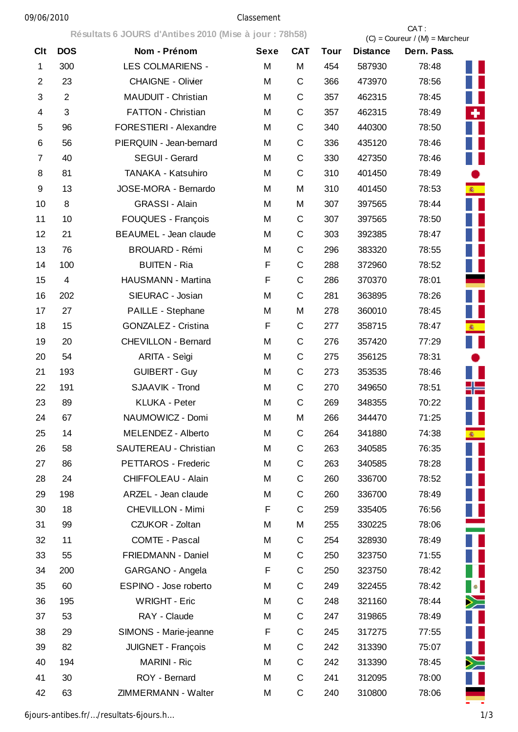Classement

Résultats 6 JOURS d'Antibes 2010 (Mise à jour : 78h58)

CAT : (C) = Coureur / (M) = Marcheur

| Clt | DOS | Nom - Prénom | Sexe | CAT | Tour | Distance | Dern. Pass. |
|---|---|---|---|---|---|---|---|
| 1 | 300 | LES COLMARIENS - | M | M | 454 | 587930 | 78:48 |
| 2 | 23 | CHAIGNE - Olivier | M | C | 366 | 473970 | 78:56 |
| 3 | 2 | MAUDUIT - Christian | M | C | 357 | 462315 | 78:45 |
| 4 | 3 | FATTON - Christian | M | C | 357 | 462315 | 78:49 |
| 5 | 96 | FORESTIERI - Alexandre | M | C | 340 | 440300 | 78:50 |
| 6 | 56 | PIERQUIN - Jean-bernard | M | C | 336 | 435120 | 78:46 |
| 7 | 40 | SEGUI - Gerard | M | C | 330 | 427350 | 78:46 |
| 8 | 81 | TANAKA - Katsuhiro | M | C | 310 | 401450 | 78:49 |
| 9 | 13 | JOSE-MORA - Bernardo | M | M | 310 | 401450 | 78:53 |
| 10 | 8 | GRASSI - Alain | M | M | 307 | 397565 | 78:44 |
| 11 | 10 | FOUQUES - François | M | C | 307 | 397565 | 78:50 |
| 12 | 21 | BEAUMEL - Jean claude | M | C | 303 | 392385 | 78:47 |
| 13 | 76 | BROUARD - Rémi | M | C | 296 | 383320 | 78:55 |
| 14 | 100 | BUITEN - Ria | F | C | 288 | 372960 | 78:52 |
| 15 | 4 | HAUSMANN - Martina | F | C | 286 | 370370 | 78:01 |
| 16 | 202 | SIEURAC - Josian | M | C | 281 | 363895 | 78:26 |
| 17 | 27 | PAILLE - Stephane | M | M | 278 | 360010 | 78:45 |
| 18 | 15 | GONZALEZ - Cristina | F | C | 277 | 358715 | 78:47 |
| 19 | 20 | CHEVILLON - Bernard | M | C | 276 | 357420 | 77:29 |
| 20 | 54 | ARITA - Seìgi | M | C | 275 | 356125 | 78:31 |
| 21 | 193 | GUIBERT - Guy | M | C | 273 | 353535 | 78:46 |
| 22 | 191 | SJAAVIK - Trond | M | C | 270 | 349650 | 78:51 |
| 23 | 89 | KLUKA - Peter | M | C | 269 | 348355 | 70:22 |
| 24 | 67 | NAUMOWICZ - Domi | M | M | 266 | 344470 | 71:25 |
| 25 | 14 | MELENDEZ - Alberto | M | C | 264 | 341880 | 74:38 |
| 26 | 58 | SAUTEREAU - Christian | M | C | 263 | 340585 | 76:35 |
| 27 | 86 | PETTAROS - Frederic | M | C | 263 | 340585 | 78:28 |
| 28 | 24 | CHIFFOLEAU - Alain | M | C | 260 | 336700 | 78:52 |
| 29 | 198 | ARZEL - Jean claude | M | C | 260 | 336700 | 78:49 |
| 30 | 18 | CHEVILLON - Mimi | F | C | 259 | 335405 | 76:56 |
| 31 | 99 | CZUKOR - Zoltan | M | M | 255 | 330225 | 78:06 |
| 32 | 11 | COMTE - Pascal | M | C | 254 | 328930 | 78:49 |
| 33 | 55 | FRIEDMANN - Daniel | M | C | 250 | 323750 | 71:55 |
| 34 | 200 | GARGANO - Angela | F | C | 250 | 323750 | 78:42 |
| 35 | 60 | ESPINO - Jose roberto | M | C | 249 | 322455 | 78:42 |
| 36 | 195 | WRIGHT - Eric | M | C | 248 | 321160 | 78:44 |
| 37 | 53 | RAY - Claude | M | C | 247 | 319865 | 78:49 |
| 38 | 29 | SIMONS - Marie-jeanne | F | C | 245 | 317275 | 77:55 |
| 39 | 82 | JUIGNET - François | M | C | 242 | 313390 | 75:07 |
| 40 | 194 | MARINI - Ric | M | C | 242 | 313390 | 78:45 |
| 41 | 30 | ROY - Bernard | M | C | 241 | 312095 | 78:00 |
| 42 | 63 | ZIMMERMANN - Walter | M | C | 240 | 310800 | 78:06 |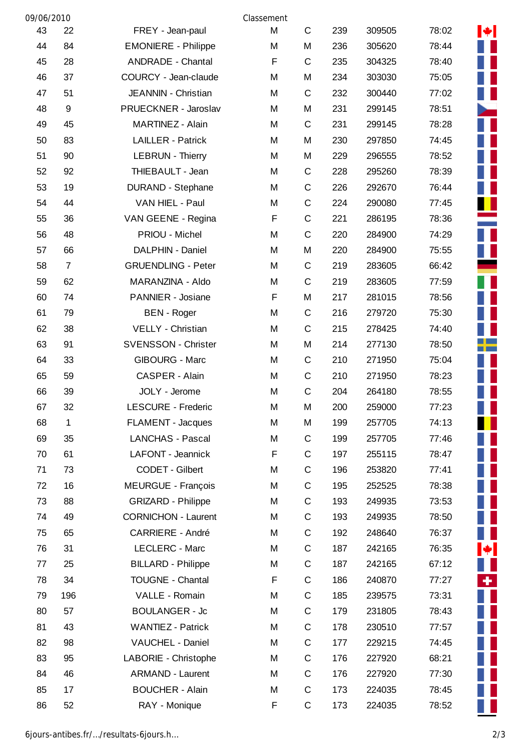Classement

| | | | | | | | | |
|---|---|---|---|---|---|---|---|---|
| 43 | 22 | FREY - Jean-paul | M | C | 239 | 309505 | 78:02 | |
| 44 | 84 | EMONIERE - Philippe | M | M | 236 | 305620 | 78:44 | |
| 45 | 28 | ANDRADE - Chantal | F | C | 235 | 304325 | 78:40 | |
| 46 | 37 | COURCY - Jean-claude | M | M | 234 | 303030 | 75:05 | |
| 47 | 51 | JEANNIN - Christian | M | C | 232 | 300440 | 77:02 | |
| 48 | 9 | PRUECKNER - Jaroslav | M | M | 231 | 299145 | 78:51 | |
| 49 | 45 | MARTINEZ - Alain | M | C | 231 | 299145 | 78:28 | |
| 50 | 83 | LAILLER - Patrick | M | M | 230 | 297850 | 74:45 | |
| 51 | 90 | LEBRUN - Thierry | M | M | 229 | 296555 | 78:52 | |
| 52 | 92 | THIEBAULT - Jean | M | C | 228 | 295260 | 78:39 | |
| 53 | 19 | DURAND - Stephane | M | C | 226 | 292670 | 76:44 | |
| 54 | 44 | VAN HIEL - Paul | M | C | 224 | 290080 | 77:45 | |
| 55 | 36 | VAN GEENE - Regina | F | C | 221 | 286195 | 78:36 | |
| 56 | 48 | PRIOU - Michel | M | C | 220 | 284900 | 74:29 | |
| 57 | 66 | DALPHIN - Daniel | M | M | 220 | 284900 | 75:55 | |
| 58 | 7 | GRUENDLING - Peter | M | C | 219 | 283605 | 66:42 | |
| 59 | 62 | MARANZINA - Aldo | M | C | 219 | 283605 | 77:59 | |
| 60 | 74 | PANNIER - Josiane | F | M | 217 | 281015 | 78:56 | |
| 61 | 79 | BEN - Roger | M | C | 216 | 279720 | 75:30 | |
| 62 | 38 | VELLY - Christian | M | C | 215 | 278425 | 74:40 | |
| 63 | 91 | SVENSSON - Christer | M | M | 214 | 277130 | 78:50 | |
| 64 | 33 | GIBOURG - Marc | M | C | 210 | 271950 | 75:04 | |
| 65 | 59 | CASPER - Alain | M | C | 210 | 271950 | 78:23 | |
| 66 | 39 | JOLY - Jerome | M | C | 204 | 264180 | 78:55 | |
| 67 | 32 | LESCURE - Frederic | M | M | 200 | 259000 | 77:23 | |
| 68 | 1 | FLAMENT - Jacques | M | M | 199 | 257705 | 74:13 | |
| 69 | 35 | LANCHAS - Pascal | M | C | 199 | 257705 | 77:46 | |
| 70 | 61 | LAFONT - Jeannick | F | C | 197 | 255115 | 78:47 | |
| 71 | 73 | CODET - Gilbert | M | C | 196 | 253820 | 77:41 | |
| 72 | 16 | MEURGUE - François | M | C | 195 | 252525 | 78:38 | |
| 73 | 88 | GRIZARD - Philippe | M | C | 193 | 249935 | 73:53 | |
| 74 | 49 | CORNICHON - Laurent | M | C | 193 | 249935 | 78:50 | |
| 75 | 65 | CARRIERE - André | M | C | 192 | 248640 | 76:37 | |
| 76 | 31 | LECLERC - Marc | M | C | 187 | 242165 | 76:35 | |
| 77 | 25 | BILLARD - Philippe | M | C | 187 | 242165 | 67:12 | |
| 78 | 34 | TOUGNE - Chantal | F | C | 186 | 240870 | 77:27 | |
| 79 | 196 | VALLE - Romain | M | C | 185 | 239575 | 73:31 | |
| 80 | 57 | BOULANGER - Jc | M | C | 179 | 231805 | 78:43 | |
| 81 | 43 | WANTIEZ - Patrick | M | C | 178 | 230510 | 77:57 | |
| 82 | 98 | VAUCHEL - Daniel | M | C | 177 | 229215 | 74:45 | |
| 83 | 95 | LABORIE - Christophe | M | C | 176 | 227920 | 68:21 | |
| 84 | 46 | ARMAND - Laurent | M | C | 176 | 227920 | 77:30 | |
| 85 | 17 | BOUCHER - Alain | M | C | 173 | 224035 | 78:45 | |
| 86 | 52 | RAY - Monique | F | C | 173 | 224035 | 78:52 | |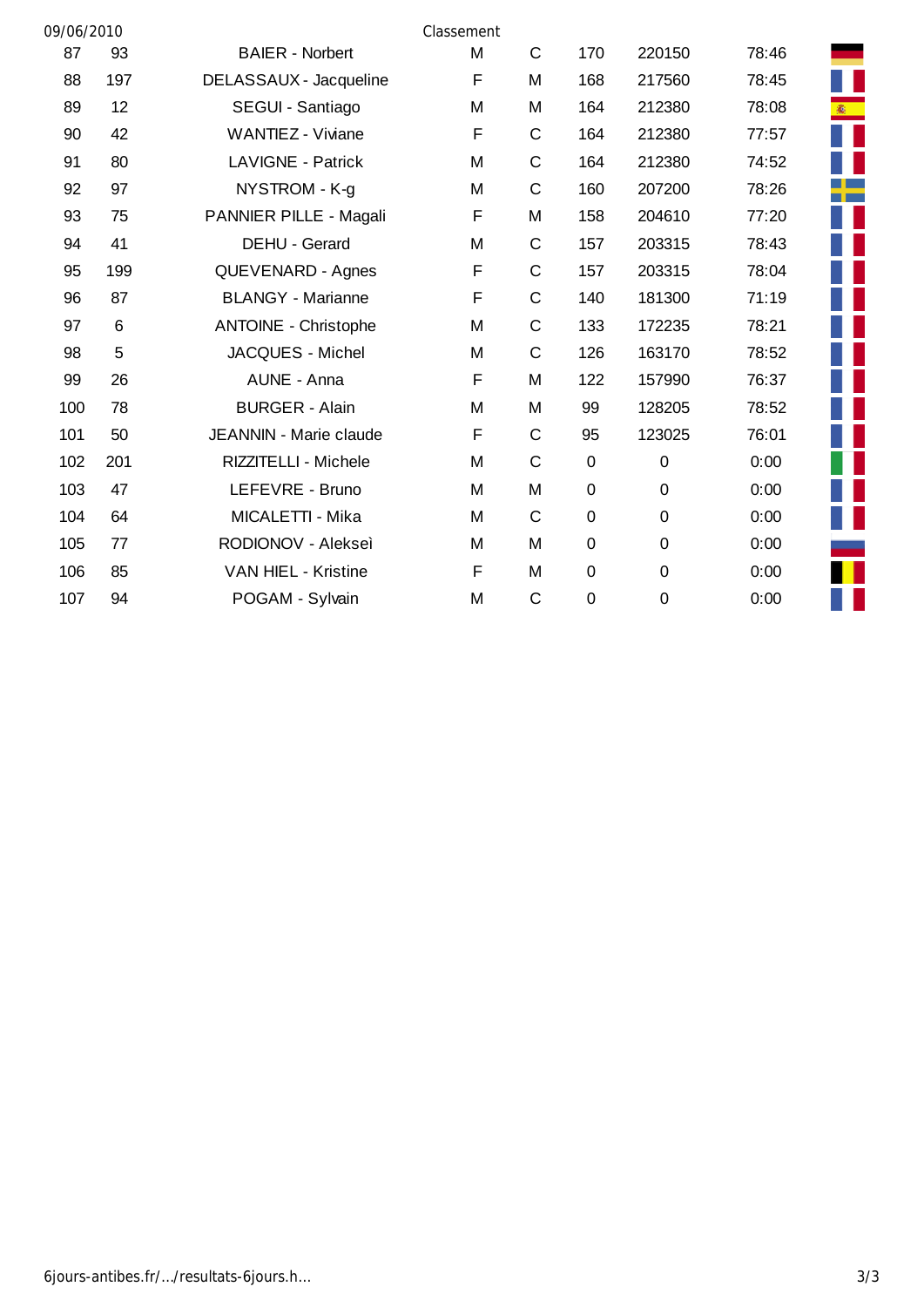| | | | | | | | | |
|---|---|---|---|---|---|---|---|---|
| 87 | 93 | BAIER - Norbert | M | C | 170 | 220150 | 78:46 | |
| 88 | 197 | DELASSAUX - Jacqueline | F | M | 168 | 217560 | 78:45 | |
| 89 | 12 | SEGUI - Santiago | M | M | 164 | 212380 | 78:08 | |
| 90 | 42 | WANTIEZ - Viviane | F | C | 164 | 212380 | 77:57 | |
| 91 | 80 | LAVIGNE - Patrick | M | C | 164 | 212380 | 74:52 | |
| 92 | 97 | NYSTROM - K-g | M | C | 160 | 207200 | 78:26 | |
| 93 | 75 | PANNIER PILLE - Magali | F | M | 158 | 204610 | 77:20 | |
| 94 | 41 | DEHU - Gerard | M | C | 157 | 203315 | 78:43 | |
| 95 | 199 | QUEVENARD - Agnes | F | C | 157 | 203315 | 78:04 | |
| 96 | 87 | BLANGY - Marianne | F | C | 140 | 181300 | 71:19 | |
| 97 | 6 | ANTOINE - Christophe | M | C | 133 | 172235 | 78:21 | |
| 98 | 5 | JACQUES - Michel | M | C | 126 | 163170 | 78:52 | |
| 99 | 26 | AUNE - Anna | F | M | 122 | 157990 | 76:37 | |
| 100 | 78 | BURGER - Alain | M | M | 99 | 128205 | 78:52 | |
| 101 | 50 | JEANNIN - Marie claude | F | C | 95 | 123025 | 76:01 | |
| 102 | 201 | RIZZITELLI - Michele | M | C | 0 | 0 | 0:00 | |
| 103 | 47 | LEFEVRE - Bruno | M | M | 0 | 0 | 0:00 | |
| 104 | 64 | MICALETTI - Mika | M | C | 0 | 0 | 0:00 | |
| 105 | 77 | RODIONOV - Alekseì | M | M | 0 | 0 | 0:00 | |
| 106 | 85 | VAN HIEL - Kristine | F | M | 0 | 0 | 0:00 | |
| 107 | 94 | POGAM - Sylvain | M | C | 0 | 0 | 0:00 | |